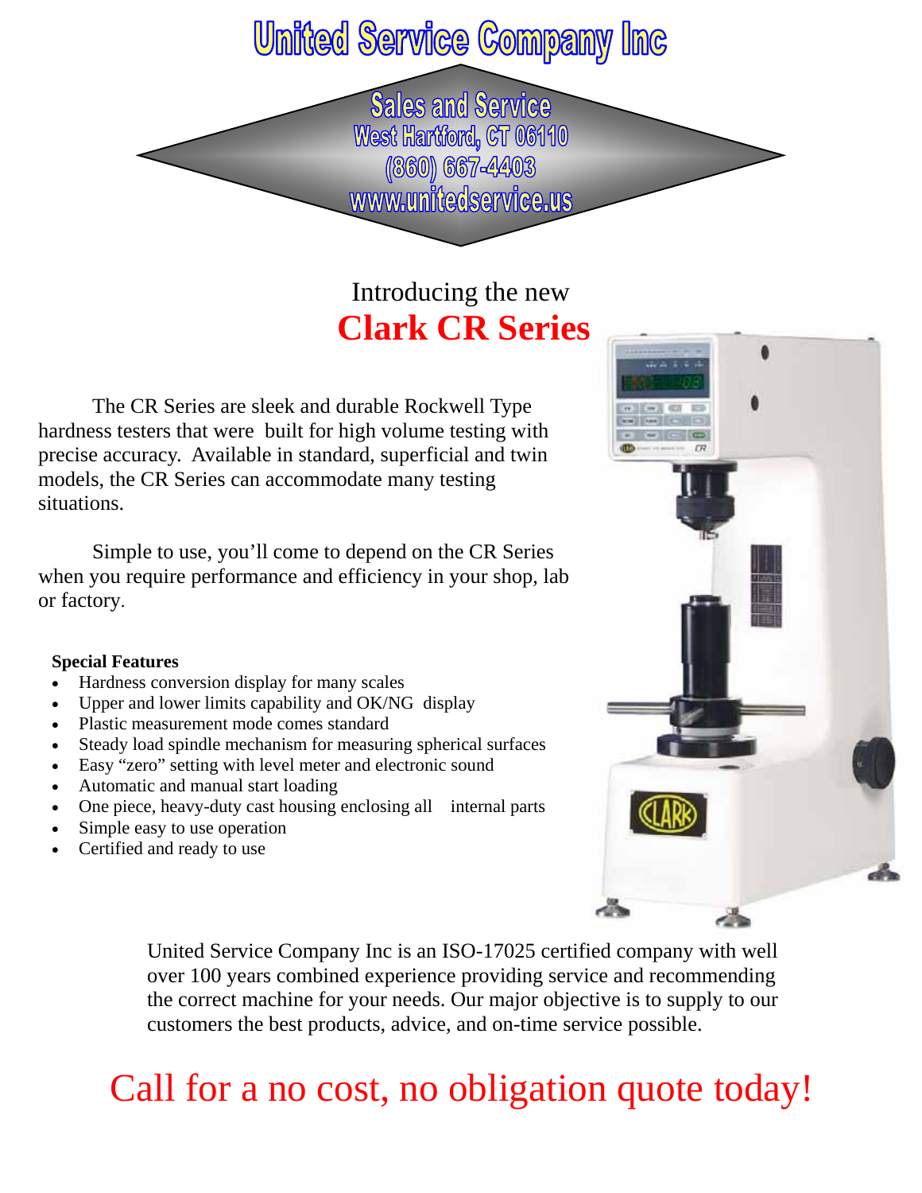# United Service Company Inc

**Sales and Service**
**West Hartford, CT 06110**
**(860) 667-4403**
**www.unitedservice.us**

Introducing the new

## Clark CR Series

The CR Series are sleek and durable Rockwell Type hardness testers that were built for high volume testing with precise accuracy. Available in standard, superficial and twin models, the CR Series can accommodate many testing situations.

Simple to use, you'll come to depend on the CR Series when you require performance and efficiency in your shop, lab or factory.

**Special Features**

- Hardness conversion display for many scales
- Upper and lower limits capability and OK/NG display
- Plastic measurement mode comes standard
- Steady load spindle mechanism for measuring spherical surfaces
- Easy "zero" setting with level meter and electronic sound
- Automatic and manual start loading
- One piece, heavy-duty cast housing enclosing all internal parts
- Simple easy to use operation
- Certified and ready to use

United Service Company Inc is an ISO-17025 certified company with well over 100 years combined experience providing service and recommending the correct machine for your needs. Our major objective is to supply to our customers the best products, advice, and on-time service possible.

## Call for a no cost, no obligation quote today!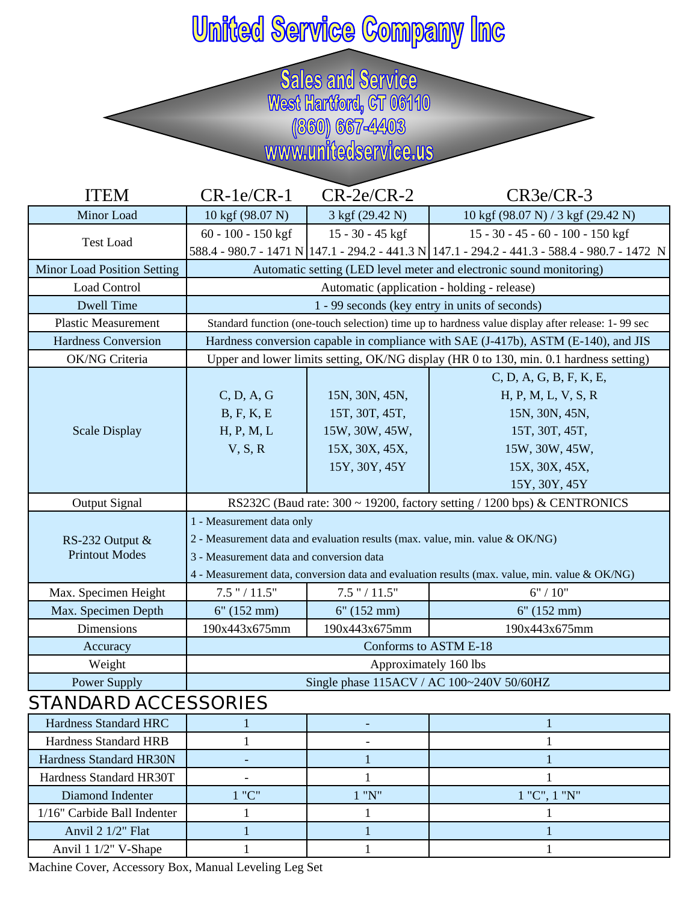# United Service Company Inc

## Sales and Service

West Hartford, CT 06110

(860) 667-4403

www.unitedservice.us

| ITEM | CR-1e/CR-1 | CR-2e/CR-2 | CR3e/CR-3 |
|---|---|---|---|
| Minor Load | 10 kgf (98.07 N) | 3 kgf (29.42 N) | 10 kgf (98.07 N) / 3 kgf (29.42 N) |
| Test Load | 60 - 100 - 150 kgf<br>588.4 - 980.7 - 1471 N | 15 - 30 - 45 kgf<br>147.1 - 294.2 - 441.3 N | 15 - 30 - 45 - 60 - 100 - 150 kgf<br>147.1 - 294.2 - 441.3 - 588.4 - 980.7 - 1472 N |
| Minor Load Position Setting | Automatic setting (LED level meter and electronic sound monitoring) | | |
| Load Control | Automatic (application - holding - release) | | |
| Dwell Time | 1 - 99 seconds (key entry in units of seconds) | | |
| Plastic Measurement | Standard function (one-touch selection) time up to hardness value display after release: 1- 99 sec | | |
| Hardness Conversion | Hardness conversion capable in compliance with SAE (J-417b), ASTM (E-140), and JIS | | |
| OK/NG Criteria | Upper and lower limits setting, OK/NG display (HR 0 to 130, min. 0.1 hardness setting) | | |
| Scale Display | C, D, A, G<br>B, F, K, E<br>H, P, M, L<br>V, S, R | 15N, 30N, 45N,<br>15T, 30T, 45T,<br>15W, 30W, 45W,<br>15X, 30X, 45X,<br>15Y, 30Y, 45Y | C, D, A, G, B, F, K, E,<br>H, P, M, L, V, S, R<br>15N, 30N, 45N,<br>15T, 30T, 45T,<br>15W, 30W, 45W,<br>15X, 30X, 45X,<br>15Y, 30Y, 45Y |
| Output Signal | RS232C (Baud rate: 300 ~ 19200, factory setting / 1200 bps) & CENTRONICS | | |
| RS-232 Output & Printout Modes | 1 - Measurement data only<br>2 - Measurement data and evaluation results (max. value, min. value & OK/NG)<br>3 - Measurement data and conversion data<br>4 - Measurement data, conversion data and evaluation results (max. value, min. value & OK/NG) | | |
| Max. Specimen Height | 7.5 " / 11.5" | 7.5 " / 11.5" | 6" / 10" |
| Max. Specimen Depth | 6" (152 mm) | 6" (152 mm) | 6" (152 mm) |
| Dimensions | 190x443x675mm | 190x443x675mm | 190x443x675mm |
| Accuracy | Conforms to ASTM E-18 | | |
| Weight | Approximately 160 lbs | | |
| Power Supply | Single phase 115ACV / AC 100~240V 50/60HZ | | |

## STANDARD ACCESSORIES

| | | | |
|---|---|---|---|
| Hardness Standard HRC | 1 | - | 1 |
| Hardness Standard HRB | 1 | - | 1 |
| Hardness Standard HR30N | - | 1 | 1 |
| Hardness Standard HR30T | - | 1 | 1 |
| Diamond Indenter | 1 "C" | 1 "N" | 1 "C", 1 "N" |
| 1/16" Carbide Ball Indenter | 1 | 1 | 1 |
| Anvil 2 1/2" Flat | 1 | 1 | 1 |
| Anvil 1 1/2" V-Shape | 1 | 1 | 1 |

Machine Cover, Accessory Box, Manual Leveling Leg Set